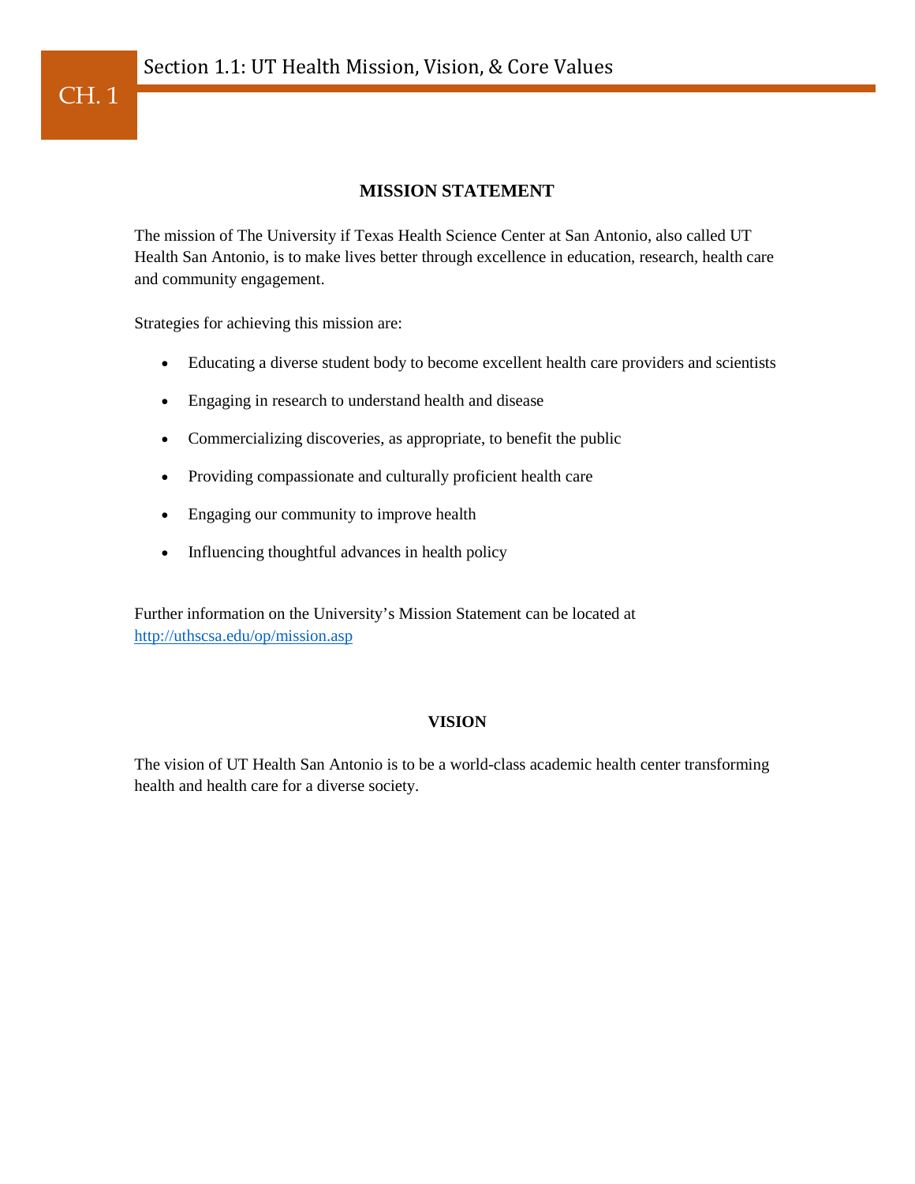# CH. 1 Section 1.1: UT Health Mission, Vision, & Core Values

## MISSION STATEMENT

The mission of The University if Texas Health Science Center at San Antonio, also called UT Health San Antonio, is to make lives better through excellence in education, research, health care and community engagement.

Strategies for achieving this mission are:

- Educating a diverse student body to become excellent health care providers and scientists
- Engaging in research to understand health and disease
- Commercializing discoveries, as appropriate, to benefit the public
- Providing compassionate and culturally proficient health care
- Engaging our community to improve health
- Influencing thoughtful advances in health policy

Further information on the University's Mission Statement can be located at [http://uthscsa.edu/op/mission.asp](http://uthscsa.edu/op/mission.asp)

## VISION

The vision of UT Health San Antonio is to be a world-class academic health center transforming health and health care for a diverse society.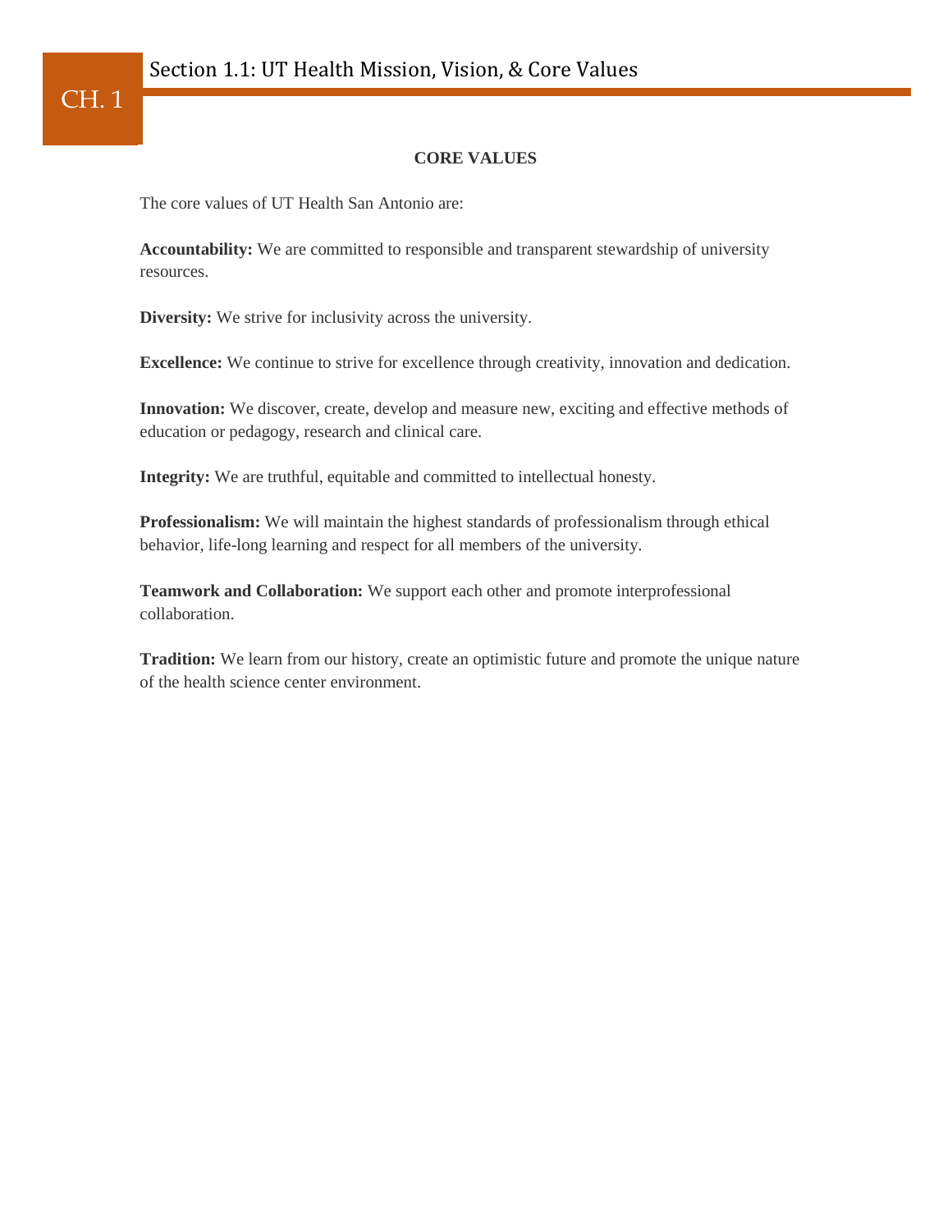## CORE VALUES

The core values of UT Health San Antonio are:

**Accountability:** We are committed to responsible and transparent stewardship of university resources.

**Diversity:** We strive for inclusivity across the university.

**Excellence:** We continue to strive for excellence through creativity, innovation and dedication.

**Innovation:** We discover, create, develop and measure new, exciting and effective methods of education or pedagogy, research and clinical care.

**Integrity:** We are truthful, equitable and committed to intellectual honesty.

**Professionalism:** We will maintain the highest standards of professionalism through ethical behavior, life-long learning and respect for all members of the university.

**Teamwork and Collaboration:** We support each other and promote interprofessional collaboration.

**Tradition:** We learn from our history, create an optimistic future and promote the unique nature of the health science center environment.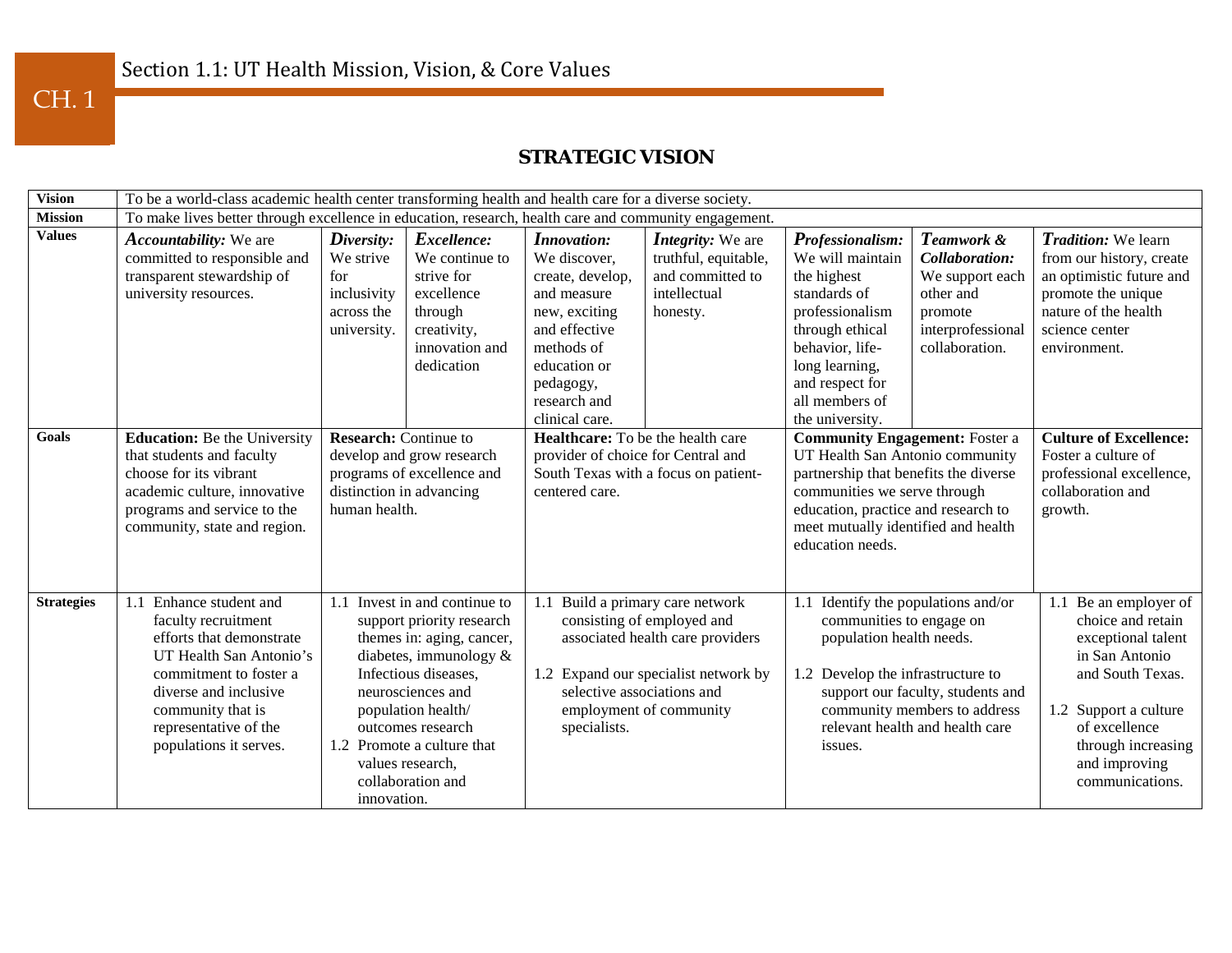# CH. 1

## Section 1.1: UT Health Mission, Vision, & Core Values

### STRATEGIC VISION

| | | | | | | | | | |
|---|---|---|---|---|---|---|---|---|---|
| **Vision** | To be a world-class academic health center transforming health and health care for a diverse society. | | | | | | | | |
| **Mission** | To make lives better through excellence in education, research, health care and community engagement. | | | | | | | | |
| **Values** | ***Accountability:*** We are committed to responsible and transparent stewardship of university resources. | ***Diversity:*** We strive for inclusivity across the university. | ***Excellence:*** We continue to strive for excellence through creativity, innovation and dedication | ***Innovation:*** We discover, create, develop, and measure new, exciting and effective methods of education or pedagogy, research and clinical care. | ***Integrity:*** We are truthful, equitable, and committed to intellectual honesty. | ***Professionalism:*** We will maintain the highest standards of professionalism through ethical behavior, life-long learning, and respect for all members of the university. | ***Teamwork & Collaboration:*** We support each other and promote interprofessional collaboration. | ***Tradition:*** We learn from our history, create an optimistic future and promote the unique nature of the health science center environment. | |
| **Goals** | **Education:** Be the University that students and faculty choose for its vibrant academic culture, innovative programs and service to the community, state and region. | **Research:** Continue to develop and grow research programs of excellence and distinction in advancing human health. | | **Healthcare:** To be the health care provider of choice for Central and South Texas with a focus on patient-centered care. | | **Community Engagement:** Foster a UT Health San Antonio community partnership that benefits the diverse communities we serve through education, practice and research to meet mutually identified and health education needs. | | **Culture of Excellence:** Foster a culture of professional excellence, collaboration and growth. | |
| **Strategies** | 1.1 Enhance student and faculty recruitment efforts that demonstrate UT Health San Antonio's commitment to foster a diverse and inclusive community that is representative of the populations it serves. | 1.1 Invest in and continue to support priority research themes in: aging, cancer, diabetes, immunology & Infectious diseases, neurosciences and population health/ outcomes research<br>1.2 Promote a culture that values research, collaboration and innovation. | | 1.1 Build a primary care network consisting of employed and associated health care providers<br>1.2 Expand our specialist network by selective associations and employment of community specialists. | | 1.1 Identify the populations and/or communities to engage on population health needs.<br>1.2 Develop the infrastructure to support our faculty, students and community members to address relevant health and health care issues. | | 1.1 Be an employer of choice and retain exceptional talent in San Antonio and South Texas.<br>1.2 Support a culture of excellence through increasing and improving communications. | |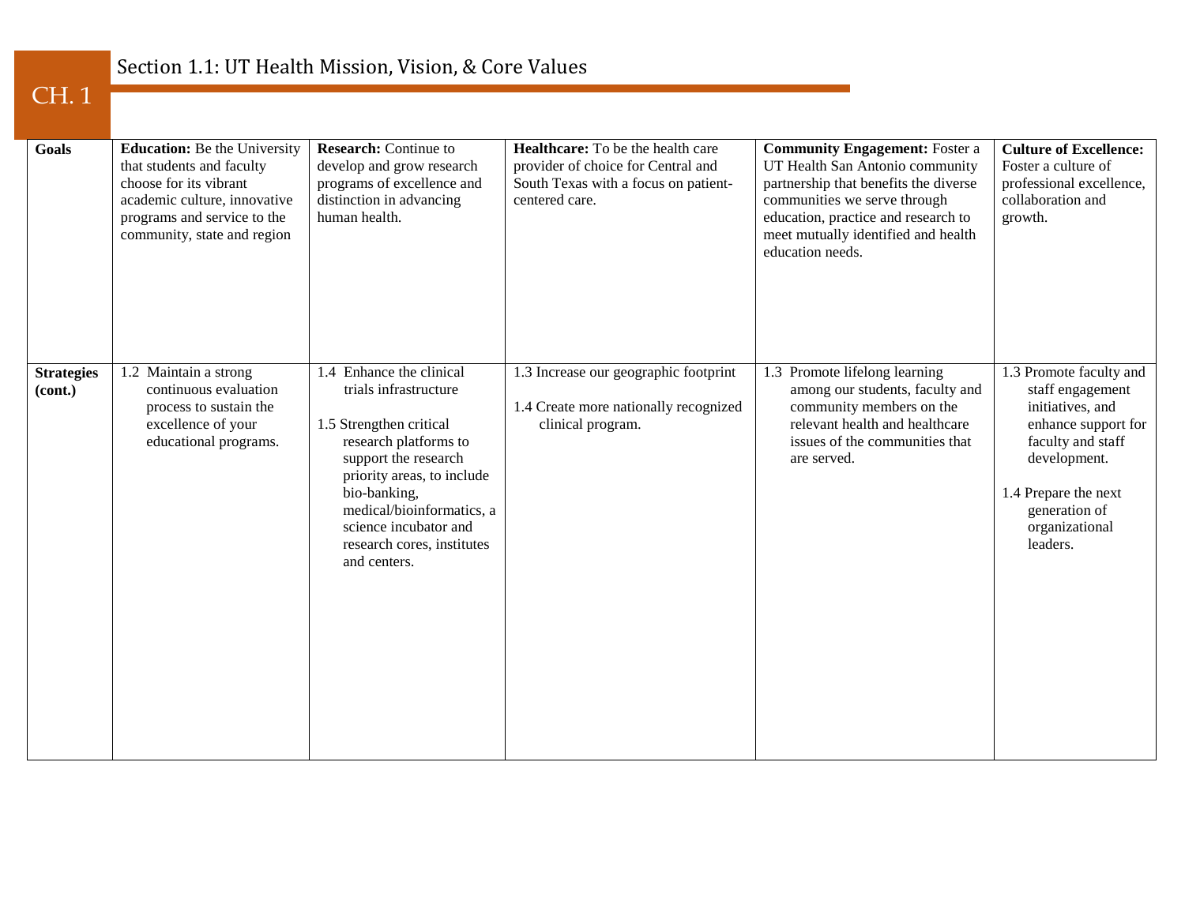CH. 1

## Section 1.1: UT Health Mission, Vision, & Core Values

| **Goals** | **Education:** Be the University that students and faculty choose for its vibrant academic culture, innovative programs and service to the community, state and region | **Research:** Continue to develop and grow research programs of excellence and distinction in advancing human health. | **Healthcare:** To be the health care provider of choice for Central and South Texas with a focus on patient-centered care. | **Community Engagement:** Foster a UT Health San Antonio community partnership that benefits the diverse communities we serve through education, practice and research to meet mutually identified and health education needs. | **Culture of Excellence:** Foster a culture of professional excellence, collaboration and growth. |
|---|---|---|---|---|---|
| **Strategies (cont.)** | 1.2 Maintain a strong continuous evaluation process to sustain the excellence of your educational programs. | 1.4 Enhance the clinical trials infrastructure<br><br>1.5 Strengthen critical research platforms to support the research priority areas, to include bio-banking, medical/bioinformatics, a science incubator and research cores, institutes and centers. | 1.3 Increase our geographic footprint<br><br>1.4 Create more nationally recognized clinical program. | 1.3 Promote lifelong learning among our students, faculty and community members on the relevant health and healthcare issues of the communities that are served. | 1.3 Promote faculty and staff engagement initiatives, and enhance support for faculty and staff development.<br><br>1.4 Prepare the next generation of organizational leaders. |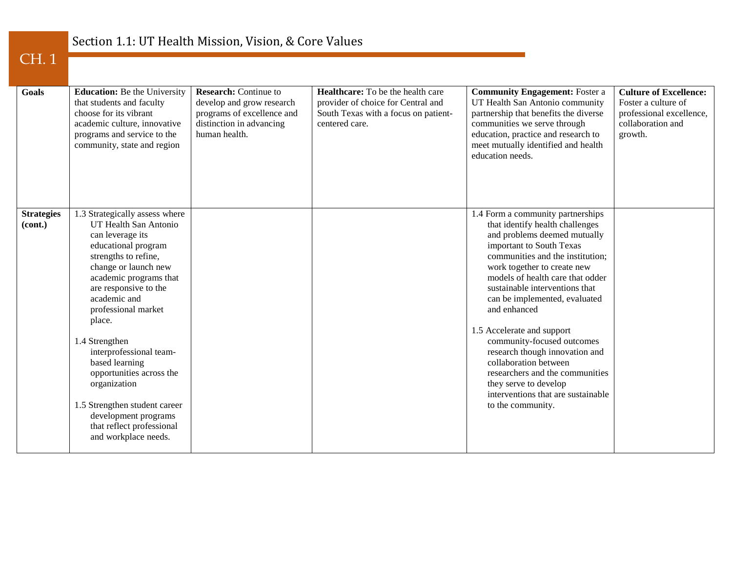CH. 1

## Section 1.1: UT Health Mission, Vision, & Core Values

| | | | | | |
|---|---|---|---|---|---|
| **Goals** | **Education:** Be the University that students and faculty choose for its vibrant academic culture, innovative programs and service to the community, state and region | **Research:** Continue to develop and grow research programs of excellence and distinction in advancing human health. | **Healthcare:** To be the health care provider of choice for Central and South Texas with a focus on patient-centered care. | **Community Engagement:** Foster a UT Health San Antonio community partnership that benefits the diverse communities we serve through education, practice and research to meet mutually identified and health education needs. | **Culture of Excellence:** Foster a culture of professional excellence, collaboration and growth. |
| **Strategies (cont.)** | 1.3 Strategically assess where UT Health San Antonio can leverage its educational program strengths to refine, change or launch new academic programs that are responsive to the academic and professional market place.<br><br>1.4 Strengthen interprofessional team-based learning opportunities across the organization<br><br>1.5 Strengthen student career development programs that reflect professional and workplace needs. | | | 1.4 Form a community partnerships that identify health challenges and problems deemed mutually important to South Texas communities and the institution; work together to create new models of health care that odder sustainable interventions that can be implemented, evaluated and enhanced<br><br>1.5 Accelerate and support community-focused outcomes research though innovation and collaboration between researchers and the communities they serve to develop interventions that are sustainable to the community. | |